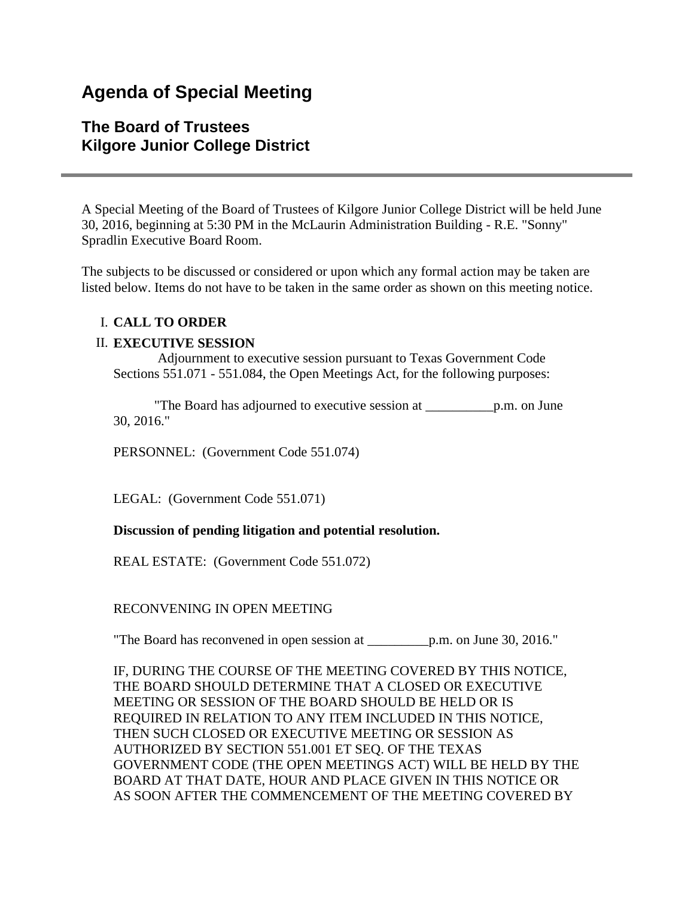# Agenda of Special Meeting

## The Board of Trustees
## Kilgore Junior College District

---

A Special Meeting of the Board of Trustees of Kilgore Junior College District will be held June 30, 2016, beginning at 5:30 PM in the McLaurin Administration Building - R.E. "Sonny" Spradlin Executive Board Room.

The subjects to be discussed or considered or upon which any formal action may be taken are listed below. Items do not have to be taken in the same order as shown on this meeting notice.

I. **CALL TO ORDER**

II. **EXECUTIVE SESSION**

Adjournment to executive session pursuant to Texas Government Code Sections 551.071 - 551.084, the Open Meetings Act, for the following purposes:

"The Board has adjourned to executive session at __________p.m. on June 30, 2016."

PERSONNEL: (Government Code 551.074)

LEGAL: (Government Code 551.071)

**Discussion of pending litigation and potential resolution.**

REAL ESTATE: (Government Code 551.072)

RECONVENING IN OPEN MEETING

"The Board has reconvened in open session at _________p.m. on June 30, 2016."

IF, DURING THE COURSE OF THE MEETING COVERED BY THIS NOTICE, THE BOARD SHOULD DETERMINE THAT A CLOSED OR EXECUTIVE MEETING OR SESSION OF THE BOARD SHOULD BE HELD OR IS REQUIRED IN RELATION TO ANY ITEM INCLUDED IN THIS NOTICE, THEN SUCH CLOSED OR EXECUTIVE MEETING OR SESSION AS AUTHORIZED BY SECTION 551.001 ET SEQ. OF THE TEXAS GOVERNMENT CODE (THE OPEN MEETINGS ACT) WILL BE HELD BY THE BOARD AT THAT DATE, HOUR AND PLACE GIVEN IN THIS NOTICE OR AS SOON AFTER THE COMMENCEMENT OF THE MEETING COVERED BY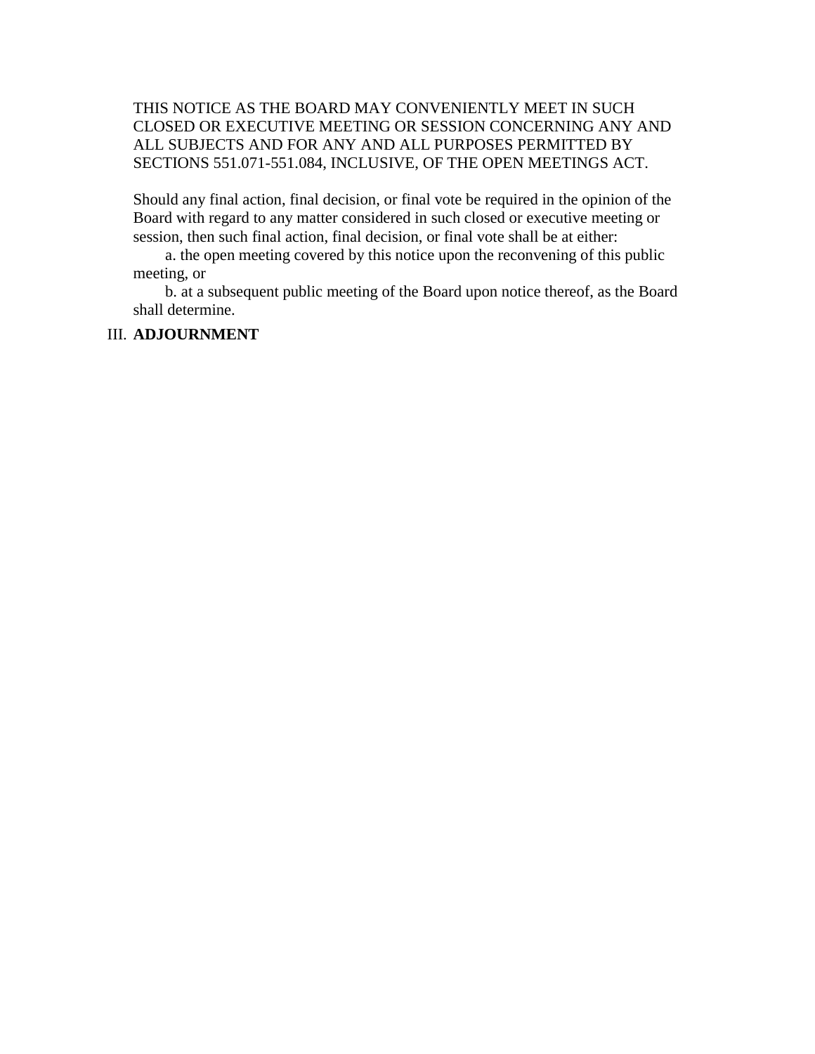THIS NOTICE AS THE BOARD MAY CONVENIENTLY MEET IN SUCH CLOSED OR EXECUTIVE MEETING OR SESSION CONCERNING ANY AND ALL SUBJECTS AND FOR ANY AND ALL PURPOSES PERMITTED BY SECTIONS 551.071-551.084, INCLUSIVE, OF THE OPEN MEETINGS ACT.

Should any final action, final decision, or final vote be required in the opinion of the Board with regard to any matter considered in such closed or executive meeting or session, then such final action, final decision, or final vote shall be at either:

a. the open meeting covered by this notice upon the reconvening of this public meeting, or

b. at a subsequent public meeting of the Board upon notice thereof, as the Board shall determine.

III. **ADJOURNMENT**